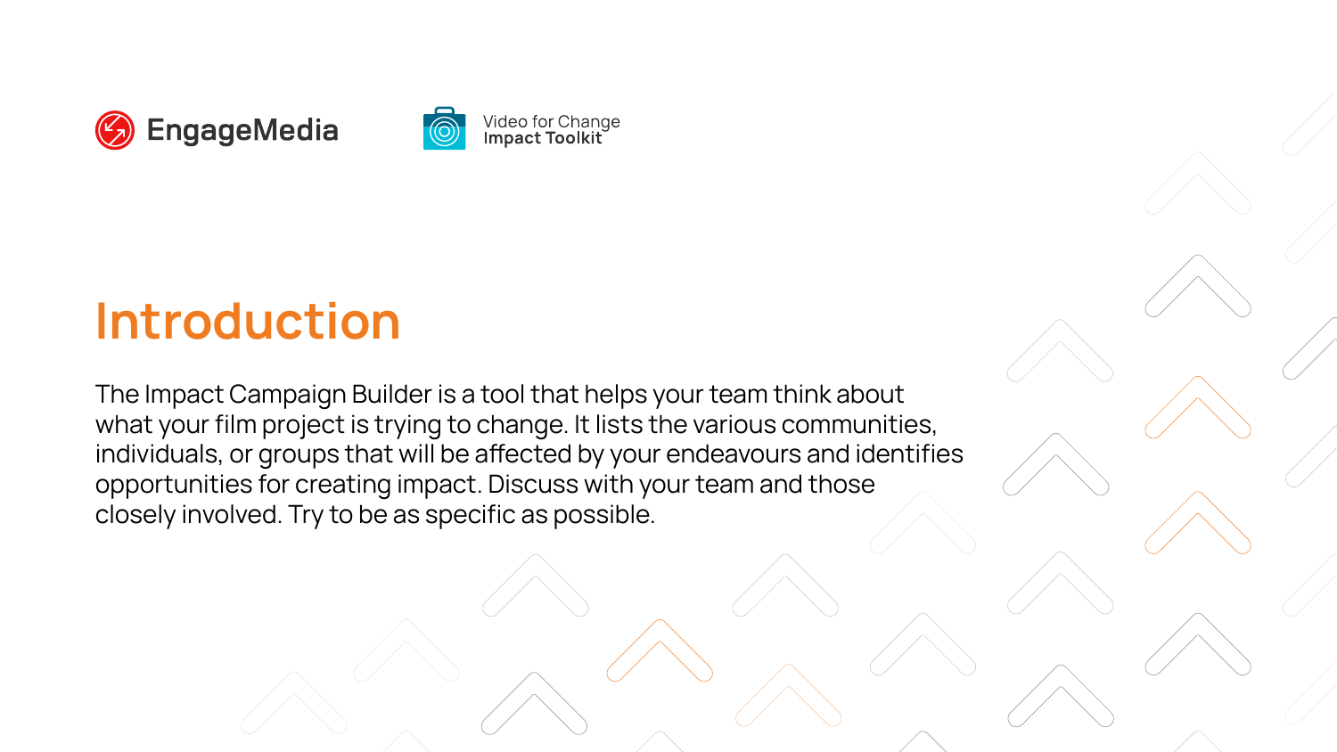EngageMedia

Video for Change Impact Toolkit

# Introduction

The Impact Campaign Builder is a tool that helps your team think about what your film project is trying to change. It lists the various communities, individuals, or groups that will be affected by your endeavours and identifies opportunities for creating impact. Discuss with your team and those closely involved. Try to be as specific as possible.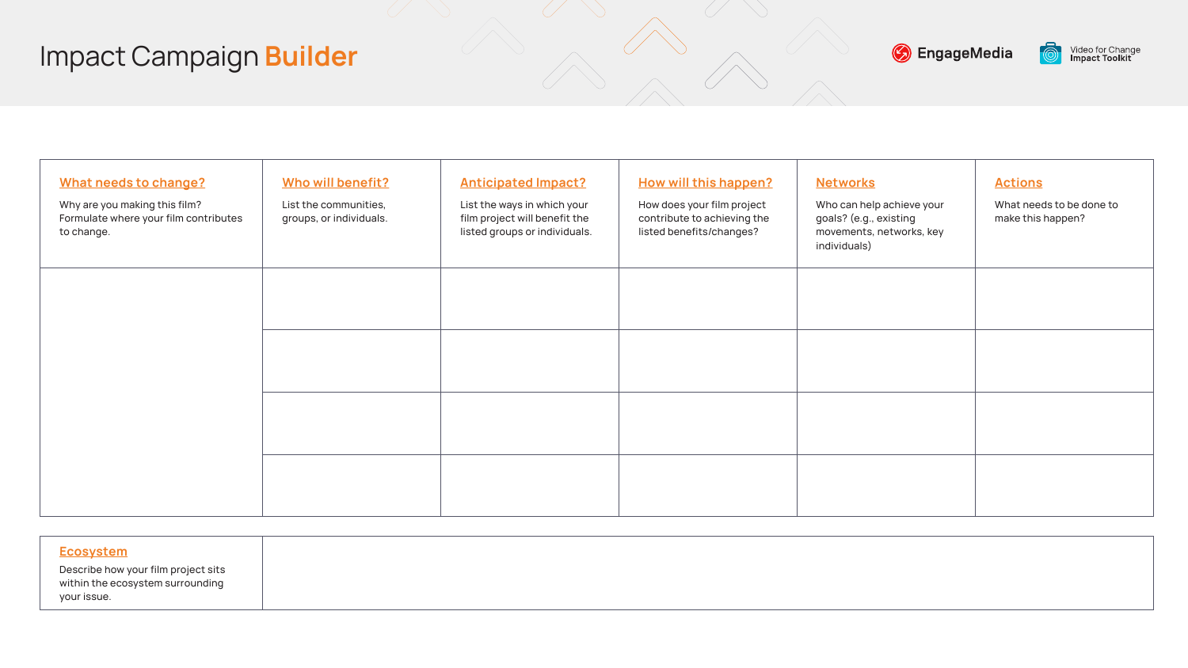# Impact Campaign **Builder**

EngageMedia

Video for Change Impact Toolkit

| What needs to change?<br>Why are you making this film? Formulate where your film contributes to change. | Who will benefit?<br>List the communities, groups, or individuals. | Anticipated Impact?<br>List the ways in which your film project will benefit the listed groups or individuals. | How will this happen?<br>How does your film project contribute to achieving the listed benefits/changes? | Networks<br>Who can help achieve your goals? (e.g., existing movements, networks, key individuals) | Actions<br>What needs to be done to make this happen? |
|---|---|---|---|---|---|
| | | | | | |
| | | | | | |
| | | | | | |
| | | | | | |

| Ecosystem<br>Describe how your film project sits within the ecosystem surrounding your issue. | |
|---|---|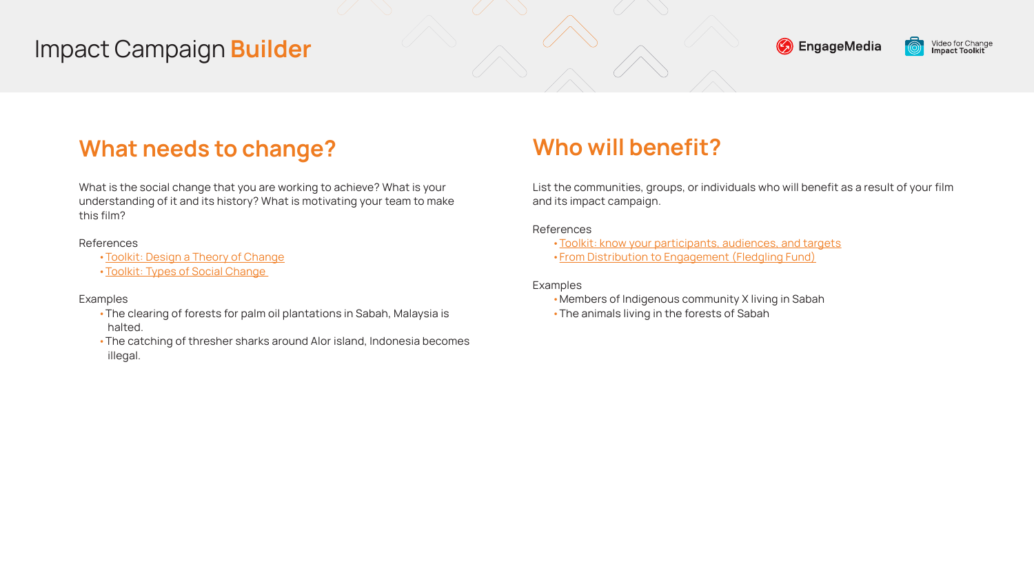## What needs to change?

What is the social change that you are working to achieve? What is your understanding of it and its history? What is motivating your team to make this film?

References

- Toolkit: Design a Theory of Change
- Toolkit: Types of Social Change

Examples

- The clearing of forests for palm oil plantations in Sabah, Malaysia is halted.
- The catching of thresher sharks around Alor island, Indonesia becomes illegal.

## Who will benefit?

List the communities, groups, or individuals who will benefit as a result of your film and its impact campaign.

References

- Toolkit: know your participants, audiences, and targets
- From Distribution to Engagement (Fledgling Fund)

Examples

- Members of Indigenous community X living in Sabah
- The animals living in the forests of Sabah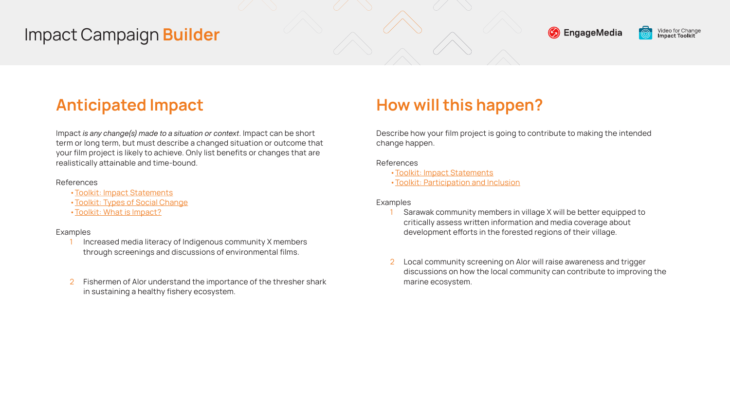# Impact Campaign **Builder**

## Anticipated Impact

Impact *is any change(s) made to a situation or context*. Impact can be short term or long term, but must describe a changed situation or outcome that your film project is likely to achieve. Only list benefits or changes that are realistically attainable and time-bound.

References

- Toolkit: Impact Statements
- Toolkit: Types of Social Change
- Toolkit: What is Impact?

Examples

1. Increased media literacy of Indigenous community X members through screenings and discussions of environmental films.
2. Fishermen of Alor understand the importance of the thresher shark in sustaining a healthy fishery ecosystem.

## How will this happen?

Describe how your film project is going to contribute to making the intended change happen.

References

- Toolkit: Impact Statements
- Toolkit: Participation and Inclusion

Examples

1. Sarawak community members in village X will be better equipped to critically assess written information and media coverage about development efforts in the forested regions of their village.
2. Local community screening on Alor will raise awareness and trigger discussions on how the local community can contribute to improving the marine ecosystem.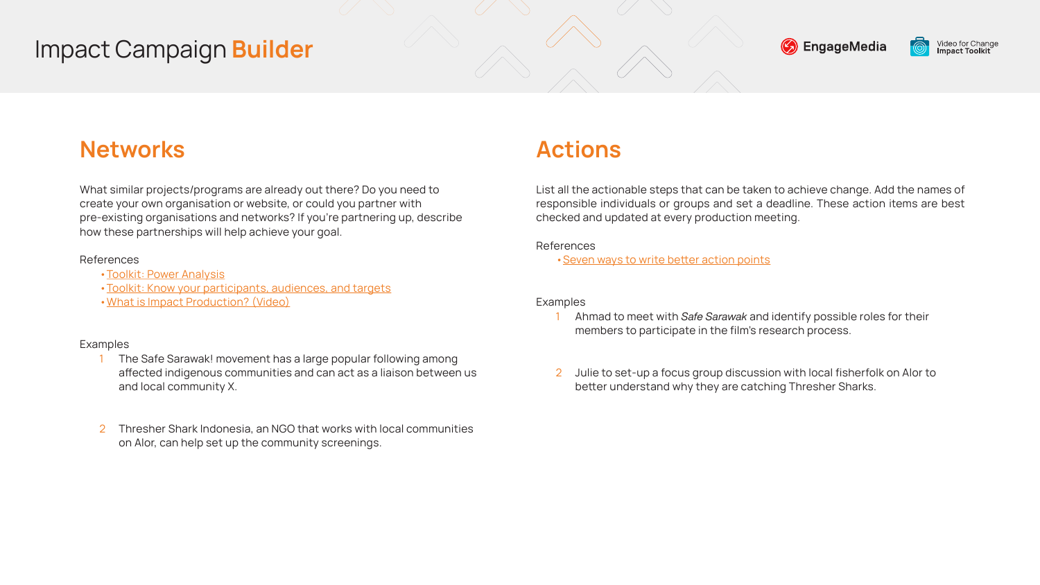# Impact Campaign **Builder**

## Networks

What similar projects/programs are already out there? Do you need to create your own organisation or website, or could you partner with pre-existing organisations and networks? If you're partnering up, describe how these partnerships will help achieve your goal.

References

- Toolkit: Power Analysis
- Toolkit: Know your participants, audiences, and targets
- What is Impact Production? (Video)

Examples

1. The Safe Sarawak! movement has a large popular following among affected indigenous communities and can act as a liaison between us and local community X.

2. Thresher Shark Indonesia, an NGO that works with local communities on Alor, can help set up the community screenings.

## Actions

List all the actionable steps that can be taken to achieve change. Add the names of responsible individuals or groups and set a deadline. These action items are best checked and updated at every production meeting.

References

- Seven ways to write better action points

Examples

1. Ahmad to meet with *Safe Sarawak* and identify possible roles for their members to participate in the film's research process.

2. Julie to set-up a focus group discussion with local fisherfolk on Alor to better understand why they are catching Thresher Sharks.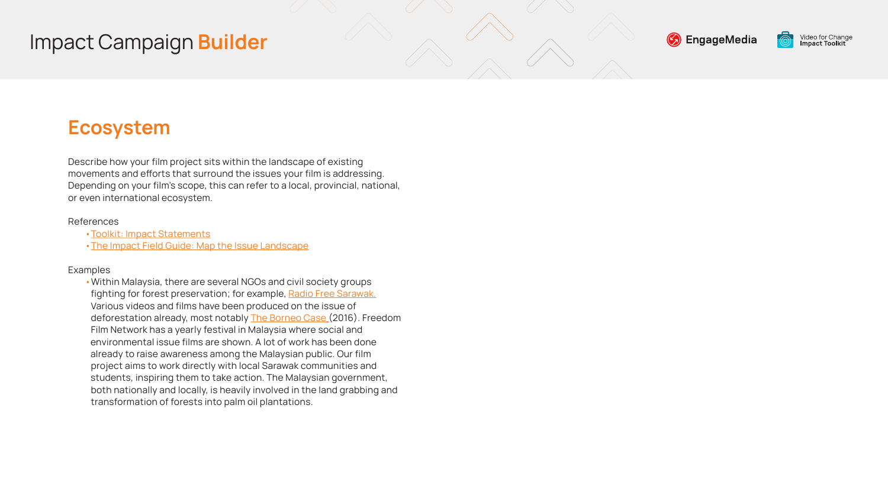## Ecosystem

Describe how your film project sits within the landscape of existing movements and efforts that surround the issues your film is addressing. Depending on your film's scope, this can refer to a local, provincial, national, or even international ecosystem.

References

- Toolkit: Impact Statements
- The Impact Field Guide: Map the Issue Landscape

Examples

- Within Malaysia, there are several NGOs and civil society groups fighting for forest preservation; for example, Radio Free Sarawak. Various videos and films have been produced on the issue of deforestation already, most notably The Borneo Case (2016). Freedom Film Network has a yearly festival in Malaysia where social and environmental issue films are shown. A lot of work has been done already to raise awareness among the Malaysian public. Our film project aims to work directly with local Sarawak communities and students, inspiring them to take action. The Malaysian government, both nationally and locally, is heavily involved in the land grabbing and transformation of forests into palm oil plantations.